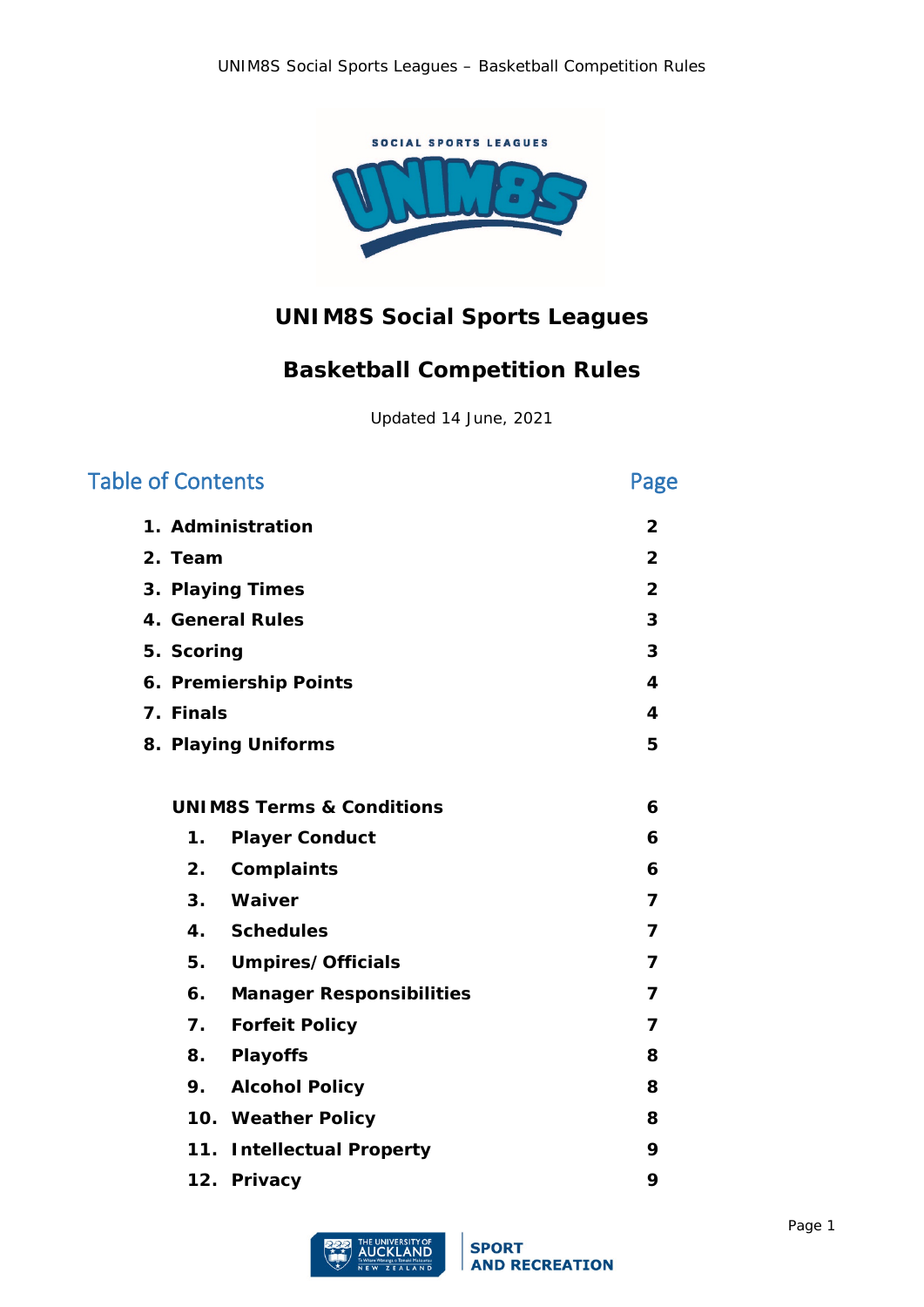# UNIM8S Social Sports Leagues

## Basketball Competition Rules

Updated 14 June, 2021

## Table of Contents

| | Page |
|---|---|
| **1. Administration** | **2** |
| **2. Team** | **2** |
| **3. Playing Times** | **2** |
| **4. General Rules** | **3** |
| **5. Scoring** | **3** |
| **6. Premiership Points** | **4** |
| **7. Finals** | **4** |
| **8. Playing Uniforms** | **5** |
| | |
| **UNIM8S Terms & Conditions** | **6** |
| **1. Player Conduct** | **6** |
| **2. Complaints** | **6** |
| **3. Waiver** | **7** |
| **4. Schedules** | **7** |
| **5. Umpires/Officials** | **7** |
| **6. Manager Responsibilities** | **7** |
| **7. Forfeit Policy** | **7** |
| **8. Playoffs** | **8** |
| **9. Alcohol Policy** | **8** |
| **10. Weather Policy** | **8** |
| **11. Intellectual Property** | **9** |
| **12. Privacy** | **9** |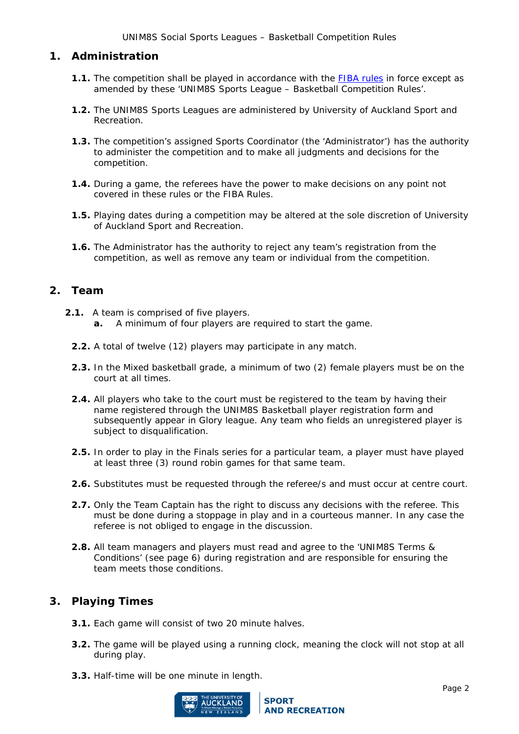## 1. Administration

**1.1.** The competition shall be played in accordance with the [FIBA rules](FIBA rules) in force except as amended by these 'UNIM8S Sports League – Basketball Competition Rules'.

**1.2.** The UNIM8S Sports Leagues are administered by University of Auckland Sport and Recreation.

**1.3.** The competition's assigned Sports Coordinator (the 'Administrator') has the authority to administer the competition and to make all judgments and decisions for the competition.

**1.4.** During a game, the referees have the power to make decisions on any point not covered in these rules or the FIBA Rules.

**1.5.** Playing dates during a competition may be altered at the sole discretion of University of Auckland Sport and Recreation.

**1.6.** The Administrator has the authority to reject any team's registration from the competition, as well as remove any team or individual from the competition.

## 2. Team

**2.1.** A team is comprised of five players.

- **a.** A minimum of four players are required to start the game.

**2.2.** A total of twelve (12) players may participate in any match.

**2.3.** In the Mixed basketball grade, a minimum of two (2) female players must be on the court at all times.

**2.4.** All players who take to the court must be registered to the team by having their name registered through the UNIM8S Basketball player registration form and subsequently appear in Glory league. Any team who fields an unregistered player is subject to disqualification.

**2.5.** In order to play in the Finals series for a particular team, a player must have played at least three (3) round robin games for that same team.

**2.6.** Substitutes must be requested through the referee/s and must occur at centre court.

**2.7.** Only the Team Captain has the right to discuss any decisions with the referee. This must be done during a stoppage in play and in a courteous manner. In any case the referee is not obliged to engage in the discussion.

**2.8.** All team managers and players must read and agree to the 'UNIM8S Terms & Conditions' (see page 6) during registration and are responsible for ensuring the team meets those conditions.

## 3. Playing Times

**3.1.** Each game will consist of two 20 minute halves.

**3.2.** The game will be played using a running clock, meaning the clock will not stop at all during play.

**3.3.** Half-time will be one minute in length.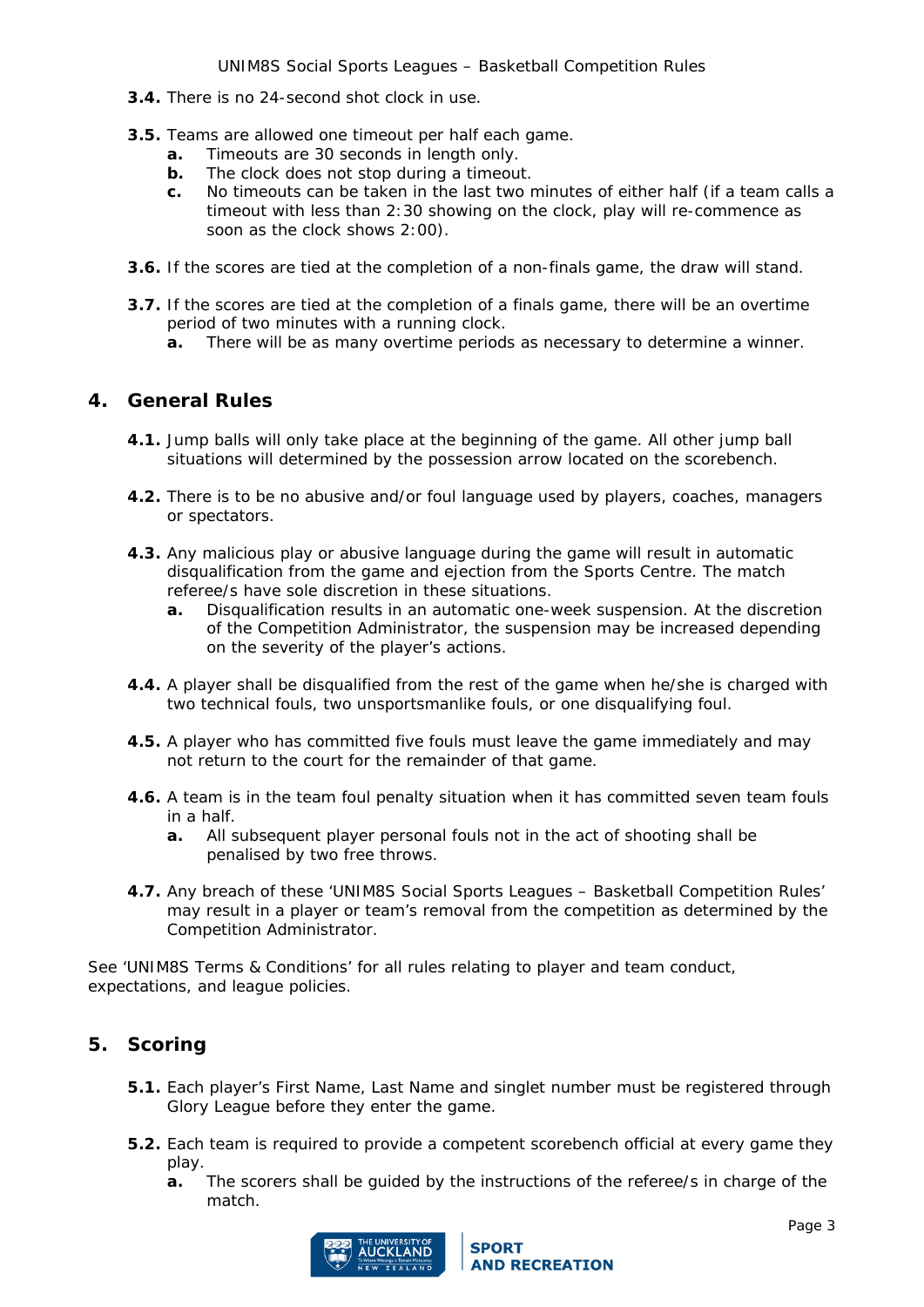**3.4.** There is no 24-second shot clock in use.

**3.5.** Teams are allowed one timeout per half each game.

- **a.** Timeouts are 30 seconds in length only.
- **b.** The clock does not stop during a timeout.
- **c.** No timeouts can be taken in the last two minutes of either half (if a team calls a timeout with less than 2:30 showing on the clock, play will re-commence as soon as the clock shows 2:00).

**3.6.** If the scores are tied at the completion of a non-finals game, the draw will stand.

**3.7.** If the scores are tied at the completion of a finals game, there will be an overtime period of two minutes with a running clock.

- **a.** There will be as many overtime periods as necessary to determine a winner.

## 4. General Rules

**4.1.** Jump balls will only take place at the beginning of the game. All other jump ball situations will determined by the possession arrow located on the scorebench.

**4.2.** There is to be no abusive and/or foul language used by players, coaches, managers or spectators.

**4.3.** Any malicious play or abusive language during the game will result in automatic disqualification from the game and ejection from the Sports Centre. The match referee/s have sole discretion in these situations.

- **a.** Disqualification results in an automatic one-week suspension. At the discretion of the Competition Administrator, the suspension may be increased depending on the severity of the player's actions.

**4.4.** A player shall be disqualified from the rest of the game when he/she is charged with two technical fouls, two unsportsmanlike fouls, or one disqualifying foul.

**4.5.** A player who has committed five fouls must leave the game immediately and may not return to the court for the remainder of that game.

**4.6.** A team is in the team foul penalty situation when it has committed seven team fouls in a half.

- **a.** All subsequent player personal fouls not in the act of shooting shall be penalised by two free throws.

**4.7.** Any breach of these 'UNIM8S Social Sports Leagues – Basketball Competition Rules' may result in a player or team's removal from the competition as determined by the Competition Administrator.

See 'UNIM8S Terms & Conditions' for all rules relating to player and team conduct, expectations, and league policies.

## 5. Scoring

**5.1.** Each player's First Name, Last Name and singlet number must be registered through Glory League before they enter the game.

**5.2.** Each team is required to provide a competent scorebench official at every game they play.

- **a.** The scorers shall be guided by the instructions of the referee/s in charge of the match.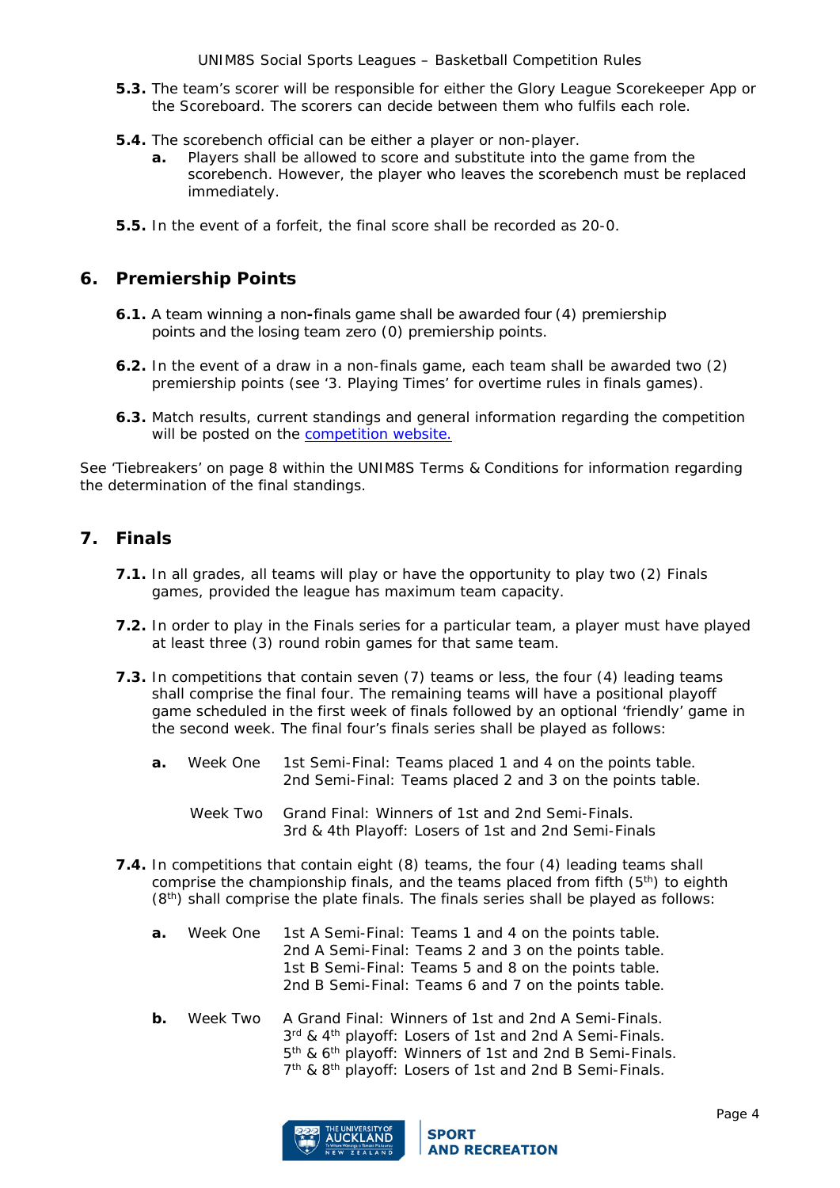**5.3.** The team's scorer will be responsible for either the Glory League Scorekeeper App or the Scoreboard. The scorers can decide between them who fulfils each role.

**5.4.** The scorebench official can be either a player or non-player.

- **a.** Players shall be allowed to score and substitute into the game from the scorebench. However, the player who leaves the scorebench must be replaced immediately.

**5.5.** In the event of a forfeit, the final score shall be recorded as 20-0.

## 6. Premiership Points

**6.1.** A team winning a non-finals game shall be awarded four (4) premiership points and the losing team zero (0) premiership points.

**6.2.** In the event of a draw in a non-finals game, each team shall be awarded two (2) premiership points (see '3. Playing Times' for overtime rules in finals games).

**6.3.** Match results, current standings and general information regarding the competition will be posted on the competition website.

See 'Tiebreakers' on page 8 within the UNIM8S Terms & Conditions for information regarding the determination of the final standings.

## 7. Finals

**7.1.** In all grades, all teams will play or have the opportunity to play two (2) Finals games, provided the league has maximum team capacity.

**7.2.** In order to play in the Finals series for a particular team, a player must have played at least three (3) round robin games for that same team.

**7.3.** In competitions that contain seven (7) teams or less, the four (4) leading teams shall comprise the final four. The remaining teams will have a positional playoff game scheduled in the first week of finals followed by an optional 'friendly' game in the second week. The final four's finals series shall be played as follows:

- **a.** Week One
  - 1st Semi-Final: Teams placed 1 and 4 on the points table.
  - 2nd Semi-Final: Teams placed 2 and 3 on the points table.

  Week Two
  - Grand Final: Winners of 1st and 2nd Semi-Finals.
  - 3rd & 4th Playoff: Losers of 1st and 2nd Semi-Finals

**7.4.** In competitions that contain eight (8) teams, the four (4) leading teams shall comprise the championship finals, and the teams placed from fifth (5th) to eighth (8th) shall comprise the plate finals. The finals series shall be played as follows:

- **a.** Week One
  - 1st A Semi-Final: Teams 1 and 4 on the points table.
  - 2nd A Semi-Final: Teams 2 and 3 on the points table.
  - 1st B Semi-Final: Teams 5 and 8 on the points table.
  - 2nd B Semi-Final: Teams 6 and 7 on the points table.
- **b.** Week Two
  - A Grand Final: Winners of 1st and 2nd A Semi-Finals.
  - 3rd & 4th playoff: Losers of 1st and 2nd A Semi-Finals.
  - 5th & 6th playoff: Winners of 1st and 2nd B Semi-Finals.
  - 7th & 8th playoff: Losers of 1st and 2nd B Semi-Finals.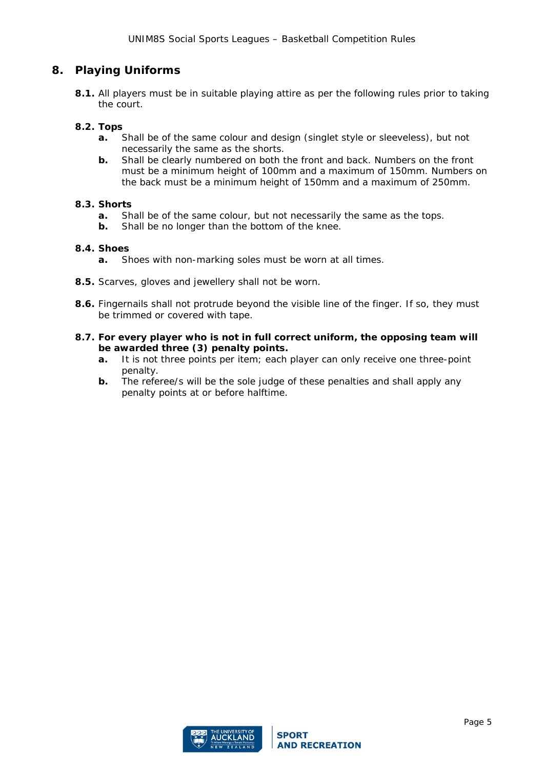## 8. Playing Uniforms

**8.1.** All players must be in suitable playing attire as per the following rules prior to taking the court.

**8.2. Tops**

- **a.** Shall be of the same colour and design (singlet style or sleeveless), but not necessarily the same as the shorts.
- **b.** Shall be clearly numbered on both the front and back. Numbers on the front must be a minimum height of 100mm and a maximum of 150mm. Numbers on the back must be a minimum height of 150mm and a maximum of 250mm.

**8.3. Shorts**

- **a.** Shall be of the same colour, but not necessarily the same as the tops.
- **b.** Shall be no longer than the bottom of the knee.

**8.4. Shoes**

- **a.** Shoes with non-marking soles must be worn at all times.

**8.5.** Scarves, gloves and jewellery shall not be worn.

**8.6.** Fingernails shall not protrude beyond the visible line of the finger. If so, they must be trimmed or covered with tape.

**8.7. For every player who is not in full correct uniform, the opposing team will be awarded three (3) penalty points.**

- **a.** It is not three points per item; each player can only receive one three-point penalty.
- **b.** The referee/s will be the sole judge of these penalties and shall apply any penalty points at or before halftime.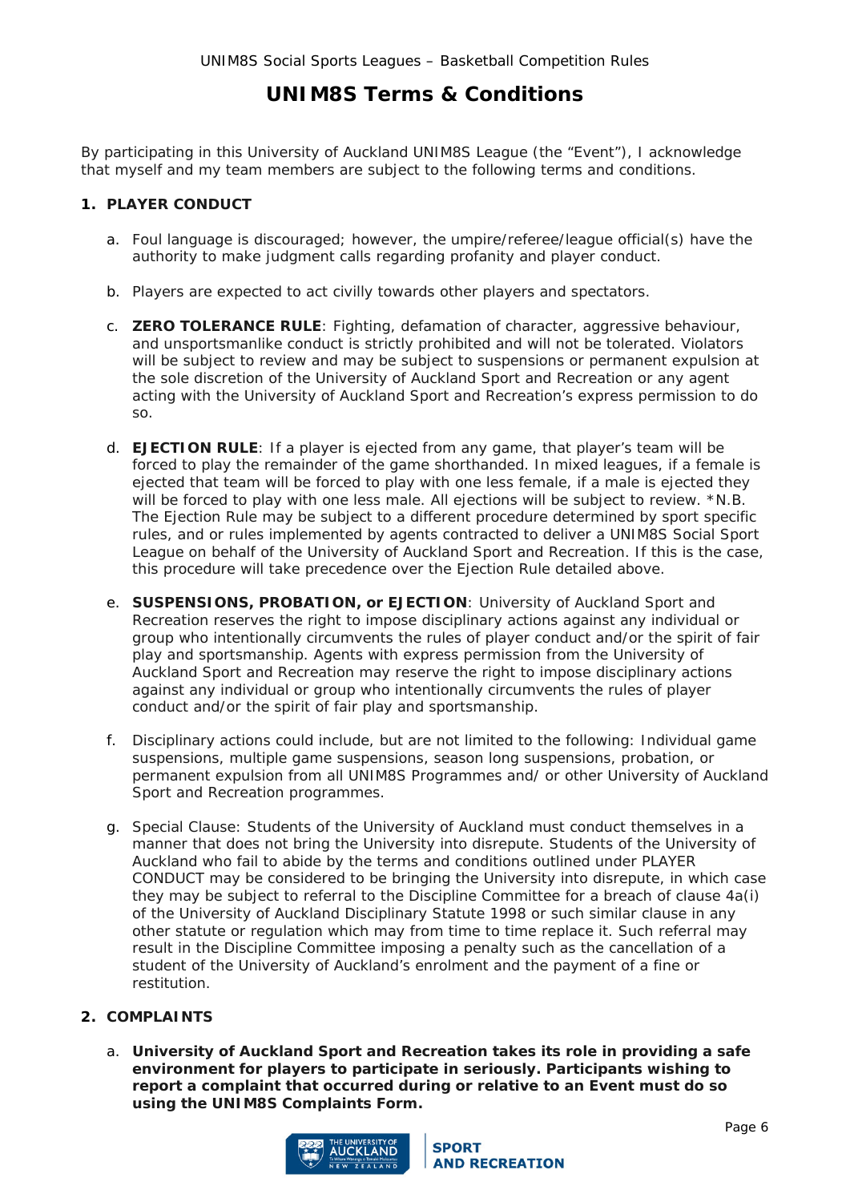# UNIM8S Terms & Conditions

By participating in this University of Auckland UNIM8S League (the "Event"), I acknowledge that myself and my team members are subject to the following terms and conditions.

## 1. PLAYER CONDUCT

a. Foul language is discouraged; however, the umpire/referee/league official(s) have the authority to make judgment calls regarding profanity and player conduct.

b. Players are expected to act civilly towards other players and spectators.

c. **ZERO TOLERANCE RULE**: Fighting, defamation of character, aggressive behaviour, and unsportsmanlike conduct is strictly prohibited and will not be tolerated. Violators will be subject to review and may be subject to suspensions or permanent expulsion at the sole discretion of the University of Auckland Sport and Recreation or any agent acting with the University of Auckland Sport and Recreation's express permission to do so.

d. **EJECTION RULE**: If a player is ejected from any game, that player's team will be forced to play the remainder of the game shorthanded. In mixed leagues, if a female is ejected that team will be forced to play with one less female, if a male is ejected they will be forced to play with one less male. All ejections will be subject to review. *N.B. The Ejection Rule may be subject to a different procedure determined by sport specific rules, and or rules implemented by agents contracted to deliver a UNIM8S Social Sport League on behalf of the University of Auckland Sport and Recreation. If this is the case, this procedure will take precedence over the Ejection Rule detailed above.

e. **SUSPENSIONS, PROBATION, or EJECTION**: University of Auckland Sport and Recreation reserves the right to impose disciplinary actions against any individual or group who intentionally circumvents the rules of player conduct and/or the spirit of fair play and sportsmanship. Agents with express permission from the University of Auckland Sport and Recreation may reserve the right to impose disciplinary actions against any individual or group who intentionally circumvents the rules of player conduct and/or the spirit of fair play and sportsmanship.

f. Disciplinary actions could include, but are not limited to the following: Individual game suspensions, multiple game suspensions, season long suspensions, probation, or permanent expulsion from all UNIM8S Programmes and/ or other University of Auckland Sport and Recreation programmes.

g. Special Clause: Students of the University of Auckland must conduct themselves in a manner that does not bring the University into disrepute. Students of the University of Auckland who fail to abide by the terms and conditions outlined under PLAYER CONDUCT may be considered to be bringing the University into disrepute, in which case they may be subject to referral to the Discipline Committee for a breach of clause 4a(i) of the University of Auckland Disciplinary Statute 1998 or such similar clause in any other statute or regulation which may from time to time replace it. Such referral may result in the Discipline Committee imposing a penalty such as the cancellation of a student of the University of Auckland's enrolment and the payment of a fine or restitution.

## 2. COMPLAINTS

a. **University of Auckland Sport and Recreation takes its role in providing a safe environment for players to participate in seriously. Participants wishing to report a complaint that occurred during or relative to an Event must do so using the UNIM8S Complaints Form.**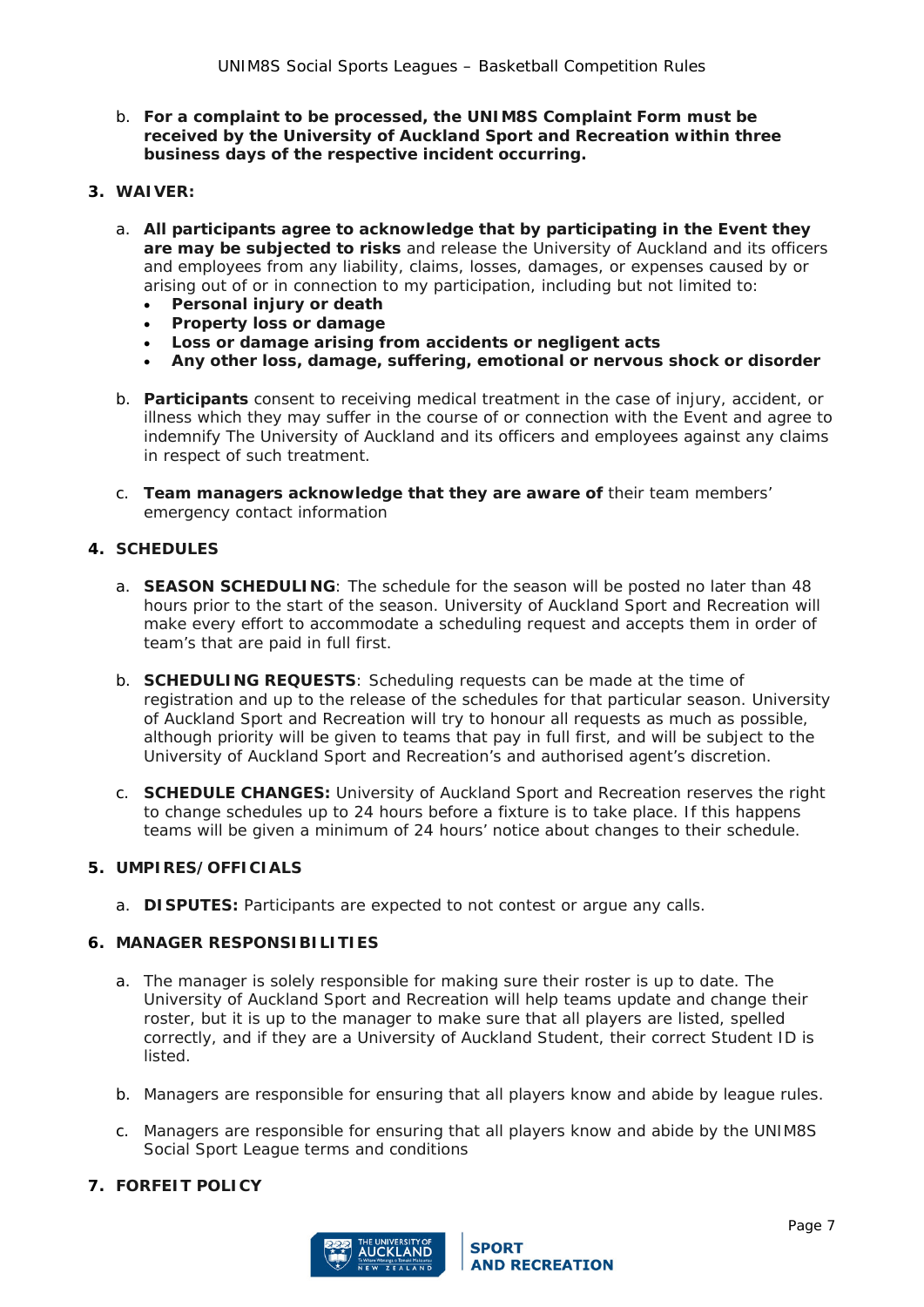b. **For a complaint to be processed, the UNIM8S Complaint Form must be received by the University of Auckland Sport and Recreation within three business days of the respective incident occurring.**

**3. WAIVER:**

a. **All participants agree to acknowledge that by participating in the Event they are may be subjected to risks** and release the University of Auckland and its officers and employees from any liability, claims, losses, damages, or expenses caused by or arising out of or in connection to my participation, including but not limited to:
   - **Personal injury or death**
   - **Property loss or damage**
   - **Loss or damage arising from accidents or negligent acts**
   - **Any other loss, damage, suffering, emotional or nervous shock or disorder**

b. **Participants** consent to receiving medical treatment in the case of injury, accident, or illness which they may suffer in the course of or connection with the Event and agree to indemnify The University of Auckland and its officers and employees against any claims in respect of such treatment.

c. **Team managers acknowledge that they are aware of** their team members' emergency contact information

**4. SCHEDULES**

a. **SEASON SCHEDULING**: The schedule for the season will be posted no later than 48 hours prior to the start of the season. University of Auckland Sport and Recreation will make every effort to accommodate a scheduling request and accepts them in order of team's that are paid in full first.

b. **SCHEDULING REQUESTS**: Scheduling requests can be made at the time of registration and up to the release of the schedules for that particular season. University of Auckland Sport and Recreation will try to honour all requests as much as possible, although priority will be given to teams that pay in full first, and will be subject to the University of Auckland Sport and Recreation's and authorised agent's discretion.

c. **SCHEDULE CHANGES:** University of Auckland Sport and Recreation reserves the right to change schedules up to 24 hours before a fixture is to take place. If this happens teams will be given a minimum of 24 hours' notice about changes to their schedule.

**5. UMPIRES/OFFICIALS**

a. **DISPUTES:** Participants are expected to not contest or argue any calls.

**6. MANAGER RESPONSIBILITIES**

a. The manager is solely responsible for making sure their roster is up to date. The University of Auckland Sport and Recreation will help teams update and change their roster, but it is up to the manager to make sure that all players are listed, spelled correctly, and if they are a University of Auckland Student, their correct Student ID is listed.

b. Managers are responsible for ensuring that all players know and abide by league rules.

c. Managers are responsible for ensuring that all players know and abide by the UNIM8S Social Sport League terms and conditions

**7. FORFEIT POLICY**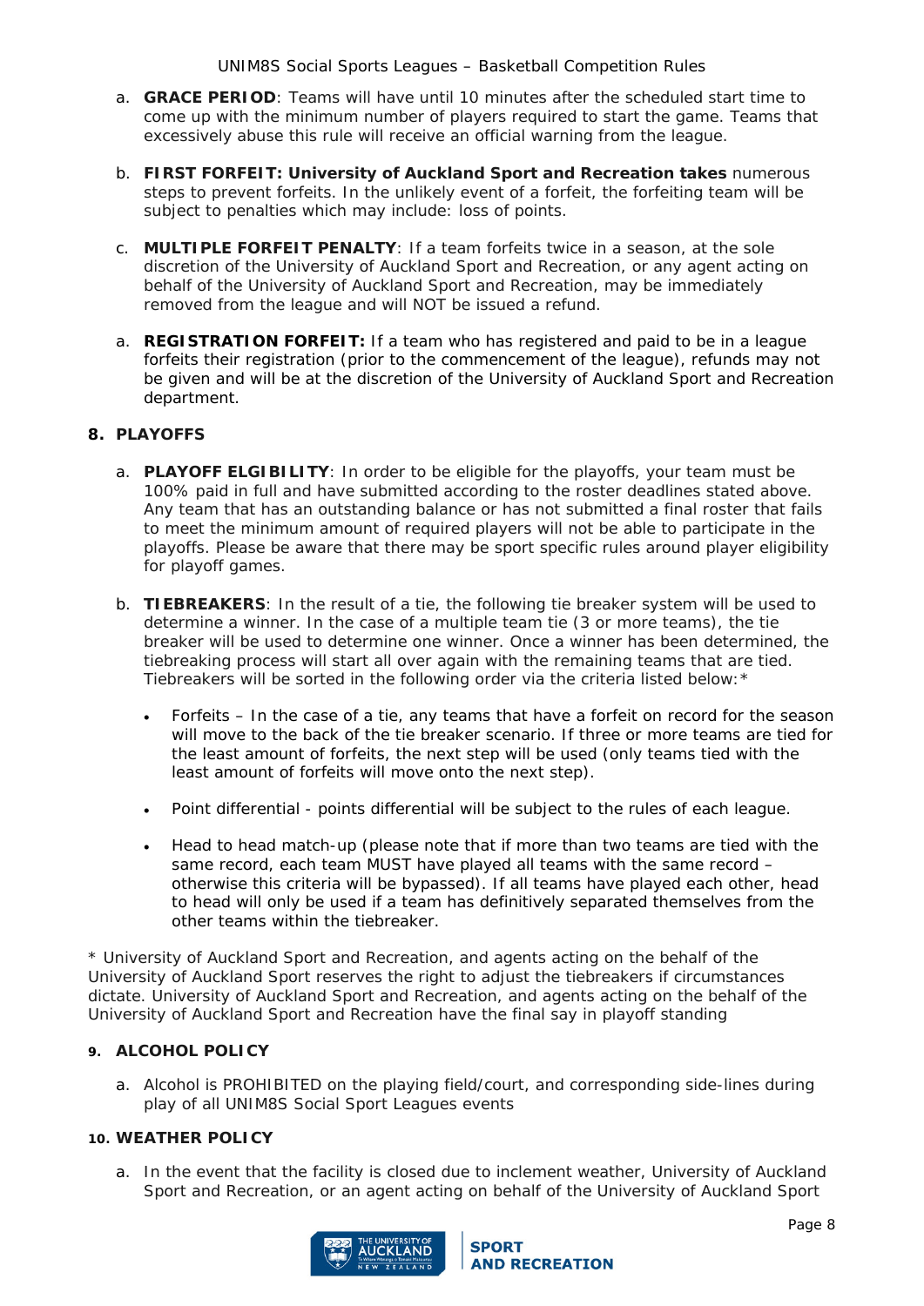a. **GRACE PERIOD**: Teams will have until 10 minutes after the scheduled start time to come up with the minimum number of players required to start the game. Teams that excessively abuse this rule will receive an official warning from the league.

b. **FIRST FORFEIT: University of Auckland Sport and Recreation takes** numerous steps to prevent forfeits. In the unlikely event of a forfeit, the forfeiting team will be subject to penalties which may include: loss of points.

c. **MULTIPLE FORFEIT PENALTY**: If a team forfeits twice in a season, at the sole discretion of the University of Auckland Sport and Recreation, or any agent acting on behalf of the University of Auckland Sport and Recreation, may be immediately removed from the league and will NOT be issued a refund.

a. **REGISTRATION FORFEIT:** If a team who has registered and paid to be in a league forfeits their registration (prior to the commencement of the league), refunds may not be given and will be at the discretion of the University of Auckland Sport and Recreation department.

## 8. PLAYOFFS

a. **PLAYOFF ELGIBILITY**: In order to be eligible for the playoffs, your team must be 100% paid in full and have submitted according to the roster deadlines stated above. Any team that has an outstanding balance or has not submitted a final roster that fails to meet the minimum amount of required players will not be able to participate in the playoffs. Please be aware that there may be sport specific rules around player eligibility for playoff games.

b. **TIEBREAKERS**: In the result of a tie, the following tie breaker system will be used to determine a winner. In the case of a multiple team tie (3 or more teams), the tie breaker will be used to determine one winner. Once a winner has been determined, the tiebreaking process will start all over again with the remaining teams that are tied. Tiebreakers will be sorted in the following order via the criteria listed below:*

- Forfeits – In the case of a tie, any teams that have a forfeit on record for the season will move to the back of the tie breaker scenario. If three or more teams are tied for the least amount of forfeits, the next step will be used (only teams tied with the least amount of forfeits will move onto the next step).
- Point differential - points differential will be subject to the rules of each league.
- Head to head match-up (please note that if more than two teams are tied with the same record, each team MUST have played all teams with the same record – otherwise this criteria will be bypassed). If all teams have played each other, head to head will only be used if a team has definitively separated themselves from the other teams within the tiebreaker.

* University of Auckland Sport and Recreation, and agents acting on the behalf of the University of Auckland Sport reserves the right to adjust the tiebreakers if circumstances dictate. University of Auckland Sport and Recreation, and agents acting on the behalf of the University of Auckland Sport and Recreation have the final say in playoff standing

## 9. ALCOHOL POLICY

a. Alcohol is PROHIBITED on the playing field/court, and corresponding side-lines during play of all UNIM8S Social Sport Leagues events

## 10. WEATHER POLICY

a. In the event that the facility is closed due to inclement weather, University of Auckland Sport and Recreation, or an agent acting on behalf of the University of Auckland Sport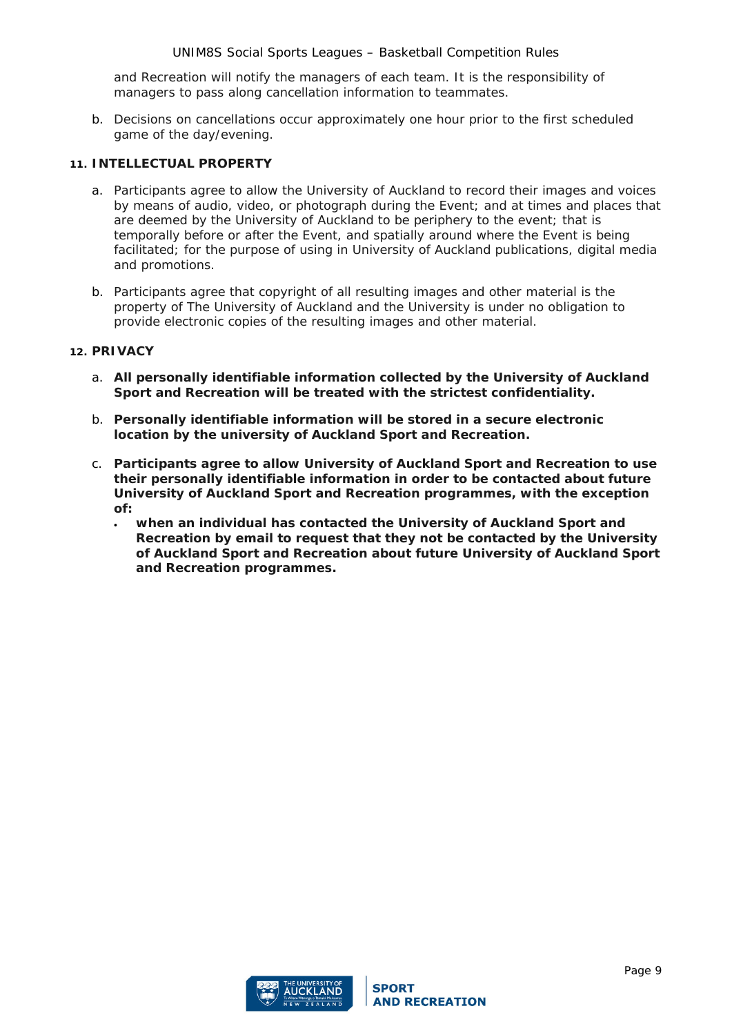and Recreation will notify the managers of each team. It is the responsibility of managers to pass along cancellation information to teammates.

b. Decisions on cancellations occur approximately one hour prior to the first scheduled game of the day/evening.

## 11. INTELLECTUAL PROPERTY

a. Participants agree to allow the University of Auckland to record their images and voices by means of audio, video, or photograph during the Event; and at times and places that are deemed by the University of Auckland to be periphery to the event; that is temporally before or after the Event, and spatially around where the Event is being facilitated; for the purpose of using in University of Auckland publications, digital media and promotions.

b. Participants agree that copyright of all resulting images and other material is the property of The University of Auckland and the University is under no obligation to provide electronic copies of the resulting images and other material.

## 12. PRIVACY

a. **All personally identifiable information collected by the University of Auckland Sport and Recreation will be treated with the strictest confidentiality.**

b. **Personally identifiable information will be stored in a secure electronic location by the university of Auckland Sport and Recreation.**

c. **Participants agree to allow University of Auckland Sport and Recreation to use their personally identifiable information in order to be contacted about future University of Auckland Sport and Recreation programmes, with the exception of:**
   - **when an individual has contacted the University of Auckland Sport and Recreation by email to request that they not be contacted by the University of Auckland Sport and Recreation about future University of Auckland Sport and Recreation programmes.**